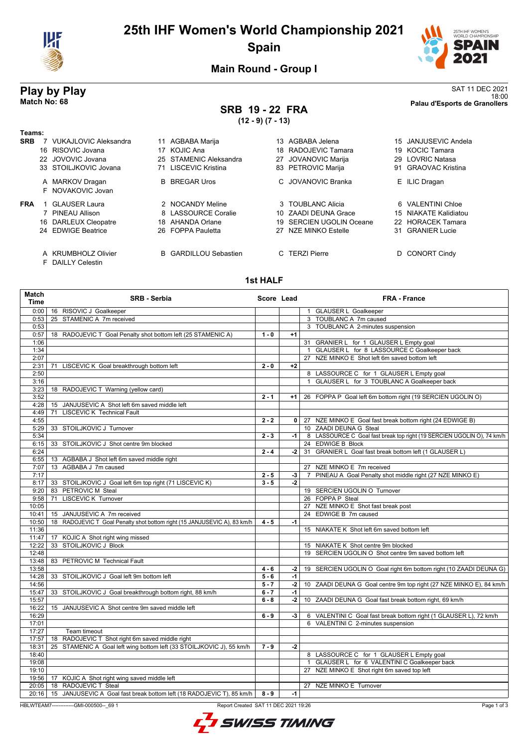# 25th IHF Women's World Championship 2021
## Spain
### Main Round - Group I

## Play by Play
**Match No: 68**

SAT 11 DEC 2021
18:00
**Palau d'Esports de Granollers**

## SRB 19 - 22 FRA
**(12 - 9) (7 - 13)**

**Teams:**

**SRB**
- 7 VUKAJLOVIC Aleksandra
- 11 AGBABA Marija
- 13 AGBABA Jelena
- 15 JANJUSEVIC Andela
- 16 RISOVIC Jovana
- 17 KOJIC Ana
- 18 RADOJEVIC Tamara
- 19 KOCIC Tamara
- 22 JOVOVIC Jovana
- 25 STAMENIC Aleksandra
- 27 JOVANOVIC Marija
- 29 LOVRIC Natasa
- 33 STOILJKOVIC Jovana
- 71 LISCEVIC Kristina
- 83 PETROVIC Marija
- 91 GRAOVAC Kristina
- A MARKOV Dragan
- B BREGAR Uros
- C JOVANOVIC Branka
- E ILIC Dragan
- F NOVAKOVIC Jovan

**FRA**
- 1 GLAUSER Laura
- 2 NOCANDY Meline
- 3 TOUBLANC Alicia
- 6 VALENTINI Chloe
- 7 PINEAU Allison
- 8 LASSOURCE Coralie
- 10 ZAADI DEUNA Grace
- 15 NIAKATE Kalidiatou
- 16 DARLEUX Cleopatre
- 18 AHANDA Orlane
- 19 SERCIEN UGOLIN Oceane
- 22 HORACEK Tamara
- 24 EDWIGE Beatrice
- 26 FOPPA Pauletta
- 27 NZE MINKO Estelle
- 31 GRANIER Lucie
- A KRUMBHOLZ Olivier
- B GARDILLOU Sebastien
- C TERZI Pierre
- D CONORT Cindy
- F DAILLY Celestin

### 1st HALF

| Match Time | SRB - Serbia | Score | Lead | FRA - France |
|---|---|---|---|---|
| 0:00 | 16 RISOVIC J Goalkeeper | | | 1 GLAUSER L Goalkeeper |
| 0:53 | 25 STAMENIC A 7m received | | | 3 TOUBLANC A 7m caused |
| 0:53 | | | | 3 TOUBLANC A 2-minutes suspension |
| 0:57 | 18 RADOJEVIC T Goal Penalty shot bottom left (25 STAMENIC A) | 1 - 0 | +1 | |
| 1:06 | | | | 31 GRANIER L for 1 GLAUSER L Empty goal |
| 1:34 | | | | 1 GLAUSER L for 8 LASSOURCE C Goalkeeper back |
| 2:07 | | | | 27 NZE MINKO E Shot left 6m saved bottom left |
| 2:31 | 71 LISCEVIC K Goal breakthrough bottom left | 2 - 0 | +2 | |
| 2:50 | | | | 8 LASSOURCE C for 1 GLAUSER L Empty goal |
| 3:16 | | | | 1 GLAUSER L for 3 TOUBLANC A Goalkeeper back |
| 3:23 | 18 RADOJEVIC T Warning (yellow card) | | | |
| 3:52 | | 2 - 1 | +1 | 26 FOPPA P Goal left 6m bottom right (19 SERCIEN UGOLIN O) |
| 4:28 | 15 JANJUSEVIC A Shot left 6m saved middle left | | | |
| 4:49 | 71 LISCEVIC K Technical Fault | | | |
| 4:55 | | 2 - 2 | 0 | 27 NZE MINKO E Goal fast break bottom right (24 EDWIGE B) |
| 5:29 | 33 STOILJKOVIC J Turnover | | | 10 ZAADI DEUNA G Steal |
| 5:34 | | 2 - 3 | -1 | 8 LASSOURCE C Goal fast break top right (19 SERCIEN UGOLIN O), 74 km/h |
| 6:15 | 33 STOILJKOVIC J Shot centre 9m blocked | | | 24 EDWIGE B Block |
| 6:24 | | 2 - 4 | -2 | 31 GRANIER L Goal fast break bottom left (1 GLAUSER L) |
| 6:55 | 13 AGBABA J Shot left 6m saved middle right | | | |
| 7:07 | 13 AGBABA J 7m caused | | | 27 NZE MINKO E 7m received |
| 7:17 | | 2 - 5 | -3 | 7 PINEAU A Goal Penalty shot middle right (27 NZE MINKO E) |
| 8:17 | 33 STOILJKOVIC J Goal left 6m top right (71 LISCEVIC K) | 3 - 5 | -2 | |
| 9:20 | 83 PETROVIC M Steal | | | 19 SERCIEN UGOLIN O Turnover |
| 9:58 | 71 LISCEVIC K Turnover | | | 26 FOPPA P Steal |
| 10:05 | | | | 27 NZE MINKO E Shot fast break post |
| 10:41 | 15 JANJUSEVIC A 7m received | | | 24 EDWIGE B 7m caused |
| 10:50 | 18 RADOJEVIC T Goal Penalty shot bottom right (15 JANJUSEVIC A), 83 km/h | 4 - 5 | -1 | |
| 11:36 | | | | 15 NIAKATE K Shot left 6m saved bottom left |
| 11:47 | 17 KOJIC A Shot right wing missed | | | |
| 12:22 | 33 STOILJKOVIC J Block | | | 15 NIAKATE K Shot centre 9m blocked |
| 12:48 | | | | 19 SERCIEN UGOLIN O Shot centre 9m saved bottom left |
| 13:48 | 83 PETROVIC M Technical Fault | | | |
| 13:58 | | 4 - 6 | -2 | 19 SERCIEN UGOLIN O Goal right 6m bottom right (10 ZAADI DEUNA G) |
| 14:28 | 33 STOILJKOVIC J Goal left 9m bottom left | 5 - 6 | -1 | |
| 14:56 | | 5 - 7 | -2 | 10 ZAADI DEUNA G Goal centre 9m top right (27 NZE MINKO E), 84 km/h |
| 15:47 | 33 STOILJKOVIC J Goal breakthrough bottom right, 88 km/h | 6 - 7 | -1 | |
| 15:57 | | 6 - 8 | -2 | 10 ZAADI DEUNA G Goal fast break bottom right, 69 km/h |
| 16:22 | 15 JANJUSEVIC A Shot centre 9m saved middle left | | | |
| 16:29 | | 6 - 9 | -3 | 6 VALENTINI C Goal fast break bottom right (1 GLAUSER L), 72 km/h |
| 17:01 | | | | 6 VALENTINI C 2-minutes suspension |
| 17:27 | Team timeout | | | |
| 17:57 | 18 RADOJEVIC T Shot right 6m saved middle right | | | |
| 18:31 | 25 STAMENIC A Goal left wing bottom left (33 STOILJKOVIC J), 55 km/h | 7 - 9 | -2 | |
| 18:40 | | | | 8 LASSOURCE C for 1 GLAUSER L Empty goal |
| 19:08 | | | | 1 GLAUSER L for 6 VALENTINI C Goalkeeper back |
| 19:10 | | | | 27 NZE MINKO E Shot right 6m saved top left |
| 19:56 | 17 KOJIC A Shot right wing saved middle left | | | |
| 20:05 | 18 RADOJEVIC T Steal | | | 27 NZE MINKO E Turnover |
| 20:16 | 15 JANJUSEVIC A Goal fast break bottom left (18 RADOJEVIC T), 85 km/h | 8 - 9 | -1 | |

HBLWTEAM7-------------GMI-000500--_69 1 Report Created SAT 11 DEC 2021 19:26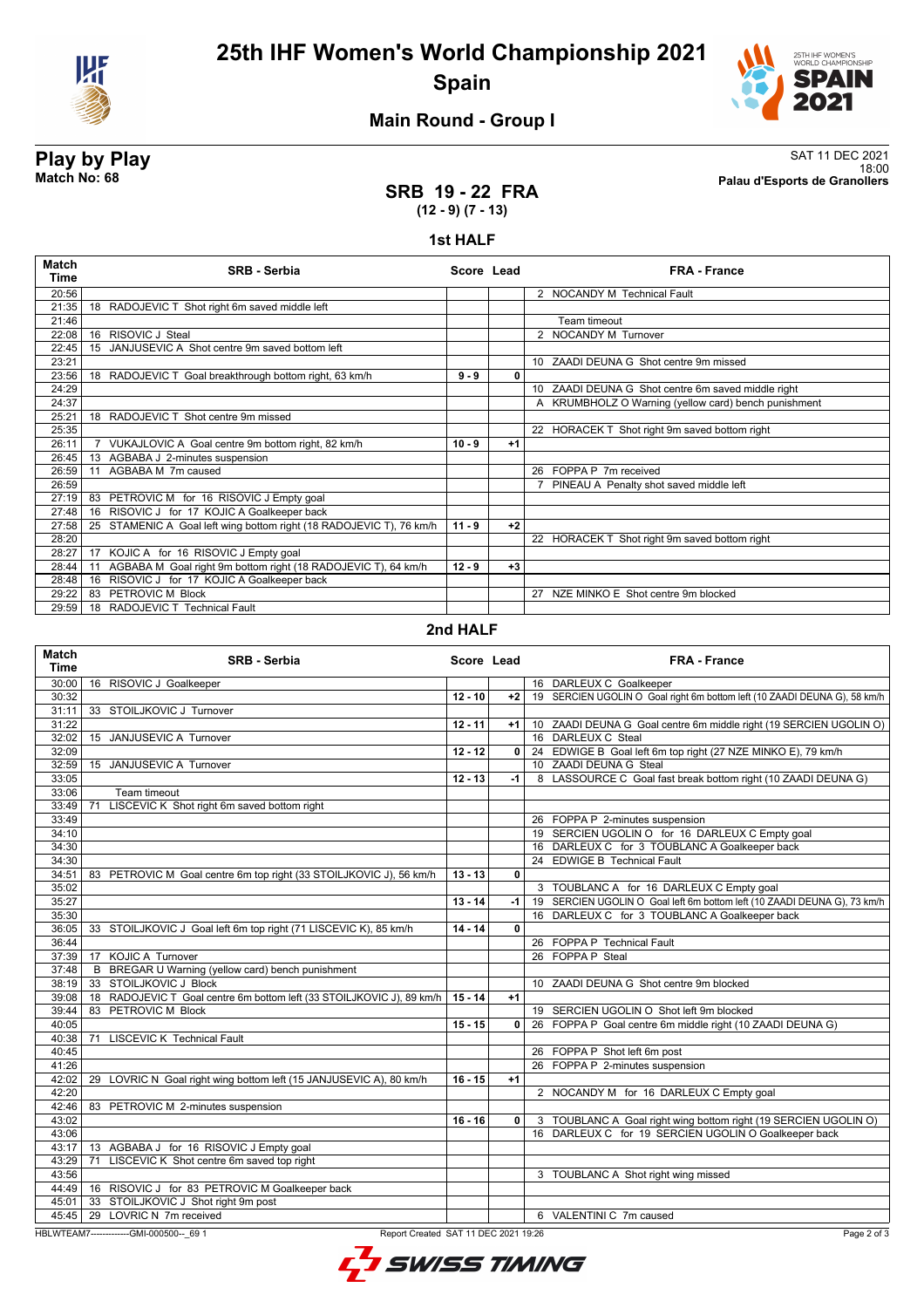# 25th IHF Women's World Championship 2021

## Spain

### Main Round - Group I

**Play by Play**
**Match No: 68**

SAT 11 DEC 2021
18:00
**Palau d'Esports de Granollers**

## SRB 19 - 22 FRA

**(12 - 9) (7 - 13)**

### 1st HALF

| Match Time | SRB - Serbia | Score | Lead | FRA - France |
|---|---|---|---|---|
| 20:56 | | | | 2 NOCANDY M Technical Fault |
| 21:35 | 18 RADOJEVIC T Shot right 6m saved middle left | | | |
| 21:46 | | | | Team timeout |
| 22:08 | 16 RISOVIC J Steal | | | 2 NOCANDY M Turnover |
| 22:45 | 15 JANJUSEVIC A Shot centre 9m saved bottom left | | | |
| 23:21 | | | | 10 ZAADI DEUNA G Shot centre 9m missed |
| 23:56 | 18 RADOJEVIC T Goal breakthrough bottom right, 63 km/h | 9 - 9 | 0 | |
| 24:29 | | | | 10 ZAADI DEUNA G Shot centre 6m saved middle right |
| 24:37 | | | | A KRUMBHOLZ O Warning (yellow card) bench punishment |
| 25:21 | 18 RADOJEVIC T Shot centre 9m missed | | | |
| 25:35 | | | | 22 HORACEK T Shot right 9m saved bottom right |
| 26:11 | 7 VUKAJLOVIC A Goal centre 9m bottom right, 82 km/h | 10 - 9 | +1 | |
| 26:45 | 13 AGBABA J 2-minutes suspension | | | |
| 26:59 | 11 AGBABA M 7m caused | | | 26 FOPPA P 7m received |
| 26:59 | | | | 7 PINEAU A Penalty shot saved middle left |
| 27:19 | 83 PETROVIC M for 16 RISOVIC J Empty goal | | | |
| 27:48 | 16 RISOVIC J for 17 KOJIC A Goalkeeper back | | | |
| 27:58 | 25 STAMENIC A Goal left wing bottom right (18 RADOJEVIC T), 76 km/h | 11 - 9 | +2 | |
| 28:20 | | | | 22 HORACEK T Shot right 9m saved bottom right |
| 28:27 | 17 KOJIC A for 16 RISOVIC J Empty goal | | | |
| 28:44 | 11 AGBABA M Goal right 9m bottom right (18 RADOJEVIC T), 64 km/h | 12 - 9 | +3 | |
| 28:48 | 16 RISOVIC J for 17 KOJIC A Goalkeeper back | | | |
| 29:22 | 83 PETROVIC M Block | | | 27 NZE MINKO E Shot centre 9m blocked |
| 29:59 | 18 RADOJEVIC T Technical Fault | | | |

### 2nd HALF

| Match Time | SRB - Serbia | Score | Lead | FRA - France |
|---|---|---|---|---|
| 30:00 | 16 RISOVIC J Goalkeeper | | | 16 DARLEUX C Goalkeeper |
| 30:32 | | 12 - 10 | +2 | 19 SERCIEN UGOLIN O Goal right 6m bottom left (10 ZAADI DEUNA G), 58 km/h |
| 31:11 | 33 STOILJKOVIC J Turnover | | | |
| 31:22 | | 12 - 11 | +1 | 10 ZAADI DEUNA G Goal centre 6m middle right (19 SERCIEN UGOLIN O) |
| 32:02 | 15 JANJUSEVIC A Turnover | | | 16 DARLEUX C Steal |
| 32:09 | | 12 - 12 | 0 | 24 EDWIGE B Goal left 6m top right (27 NZE MINKO E), 79 km/h |
| 32:59 | 15 JANJUSEVIC A Turnover | | | 10 ZAADI DEUNA G Steal |
| 33:05 | | 12 - 13 | -1 | 8 LASSOURCE C Goal fast break bottom right (10 ZAADI DEUNA G) |
| 33:06 | Team timeout | | | |
| 33:49 | 71 LISCEVIC K Shot right 6m saved bottom right | | | |
| 33:49 | | | | 26 FOPPA P 2-minutes suspension |
| 34:10 | | | | 19 SERCIEN UGOLIN O for 16 DARLEUX C Empty goal |
| 34:30 | | | | 16 DARLEUX C for 3 TOUBLANC A Goalkeeper back |
| 34:30 | | | | 24 EDWIGE B Technical Fault |
| 34:51 | 83 PETROVIC M Goal centre 6m top right (33 STOILJKOVIC J), 56 km/h | 13 - 13 | 0 | |
| 35:02 | | | | 3 TOUBLANC A for 16 DARLEUX C Empty goal |
| 35:27 | | 13 - 14 | -1 | 19 SERCIEN UGOLIN O Goal left 6m bottom left (10 ZAADI DEUNA G), 73 km/h |
| 35:30 | | | | 16 DARLEUX C for 3 TOUBLANC A Goalkeeper back |
| 36:05 | 33 STOILJKOVIC J Goal left 6m top right (71 LISCEVIC K), 85 km/h | 14 - 14 | 0 | |
| 36:44 | | | | 26 FOPPA P Technical Fault |
| 37:39 | 17 KOJIC A Turnover | | | 26 FOPPA P Steal |
| 37:48 | B BREGAR U Warning (yellow card) bench punishment | | | |
| 38:19 | 33 STOILJKOVIC J Block | | | 10 ZAADI DEUNA G Shot centre 9m blocked |
| 39:08 | 18 RADOJEVIC T Goal centre 6m bottom left (33 STOILJKOVIC J), 89 km/h | 15 - 14 | +1 | |
| 39:44 | 83 PETROVIC M Block | | | 19 SERCIEN UGOLIN O Shot left 9m blocked |
| 40:05 | | 15 - 15 | 0 | 26 FOPPA P Goal centre 6m middle right (10 ZAADI DEUNA G) |
| 40:38 | 71 LISCEVIC K Technical Fault | | | |
| 40:45 | | | | 26 FOPPA P Shot left 6m post |
| 41:26 | | | | 26 FOPPA P 2-minutes suspension |
| 42:02 | 29 LOVRIC N Goal right wing bottom left (15 JANJUSEVIC A), 80 km/h | 16 - 15 | +1 | |
| 42:20 | | | | 2 NOCANDY M for 16 DARLEUX C Empty goal |
| 42:46 | 83 PETROVIC M 2-minutes suspension | | | |
| 43:02 | | 16 - 16 | 0 | 3 TOUBLANC A Goal right wing bottom right (19 SERCIEN UGOLIN O) |
| 43:06 | | | | 16 DARLEUX C for 19 SERCIEN UGOLIN O Goalkeeper back |
| 43:17 | 13 AGBABA J for 16 RISOVIC J Empty goal | | | |
| 43:29 | 71 LISCEVIC K Shot centre 6m saved top right | | | |
| 43:56 | | | | 3 TOUBLANC A Shot right wing missed |
| 44:49 | 16 RISOVIC J for 83 PETROVIC M Goalkeeper back | | | |
| 45:01 | 33 STOILJKOVIC J Shot right 9m post | | | |
| 45:45 | 29 LOVRIC N 7m received | | | 6 VALENTINI C 7m caused |

HBLWTEAM7-------------GMI-000500--_69 1 Report Created SAT 11 DEC 2021 19:26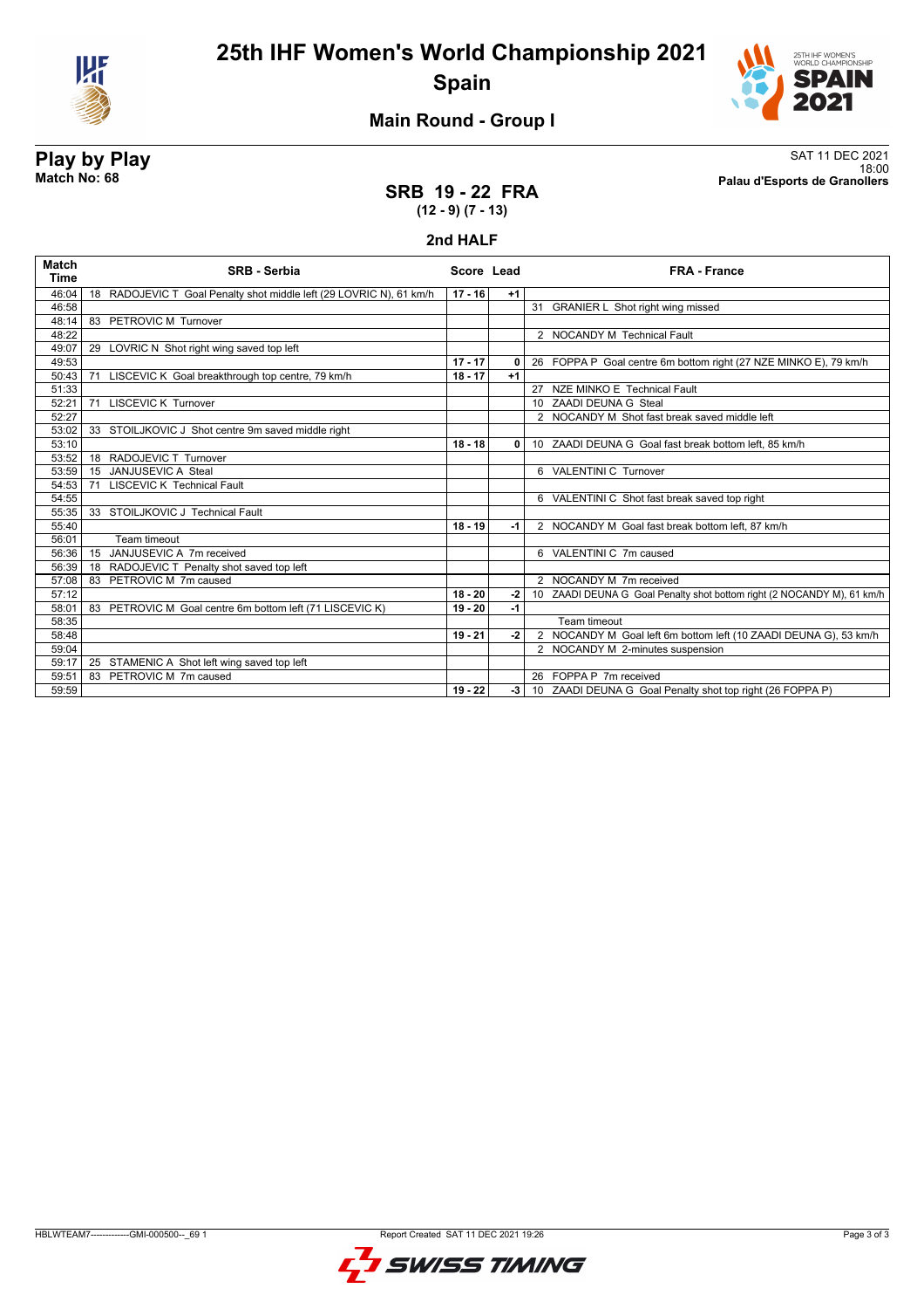# 25th IHF Women's World Championship 2021

## Spain

### Main Round - Group I

**Play by Play**
**Match No: 68**

SAT 11 DEC 2021
18:00
**Palau d'Esports de Granollers**

## SRB 19 - 22 FRA

**(12 - 9) (7 - 13)**

### 2nd HALF

| Match Time | SRB - Serbia | Score | Lead | FRA - France |
|---|---|---|---|---|
| 46:04 | 18 RADOJEVIC T Goal Penalty shot middle left (29 LOVRIC N), 61 km/h | 17 - 16 | +1 | |
| 46:58 | | | | 31 GRANIER L Shot right wing missed |
| 48:14 | 83 PETROVIC M Turnover | | | |
| 48:22 | | | | 2 NOCANDY M Technical Fault |
| 49:07 | 29 LOVRIC N Shot right wing saved top left | | | |
| 49:53 | | 17 - 17 | 0 | 26 FOPPA P Goal centre 6m bottom right (27 NZE MINKO E), 79 km/h |
| 50:43 | 71 LISCEVIC K Goal breakthrough top centre, 79 km/h | 18 - 17 | +1 | |
| 51:33 | | | | 27 NZE MINKO E Technical Fault |
| 52:21 | 71 LISCEVIC K Turnover | | | 10 ZAADI DEUNA G Steal |
| 52:27 | | | | 2 NOCANDY M Shot fast break saved middle left |
| 53:02 | 33 STOILJKOVIC J Shot centre 9m saved middle right | | | |
| 53:10 | | 18 - 18 | 0 | 10 ZAADI DEUNA G Goal fast break bottom left, 85 km/h |
| 53:52 | 18 RADOJEVIC T Turnover | | | |
| 53:59 | 15 JANJUSEVIC A Steal | | | 6 VALENTINI C Turnover |
| 54:53 | 71 LISCEVIC K Technical Fault | | | |
| 54:55 | | | | 6 VALENTINI C Shot fast break saved top right |
| 55:35 | 33 STOILJKOVIC J Technical Fault | | | |
| 55:40 | | 18 - 19 | -1 | 2 NOCANDY M Goal fast break bottom left, 87 km/h |
| 56:01 | Team timeout | | | |
| 56:36 | 15 JANJUSEVIC A 7m received | | | 6 VALENTINI C 7m caused |
| 56:39 | 18 RADOJEVIC T Penalty shot saved top left | | | |
| 57:08 | 83 PETROVIC M 7m caused | | | 2 NOCANDY M 7m received |
| 57:12 | | 18 - 20 | -2 | 10 ZAADI DEUNA G Goal Penalty shot bottom right (2 NOCANDY M), 61 km/h |
| 58:01 | 83 PETROVIC M Goal centre 6m bottom left (71 LISCEVIC K) | 19 - 20 | -1 | |
| 58:35 | | | | Team timeout |
| 58:48 | | 19 - 21 | -2 | 2 NOCANDY M Goal left 6m bottom left (10 ZAADI DEUNA G), 53 km/h |
| 59:04 | | | | 2 NOCANDY M 2-minutes suspension |
| 59:17 | 25 STAMENIC A Shot left wing saved top left | | | |
| 59:51 | 83 PETROVIC M 7m caused | | | 26 FOPPA P 7m received |
| 59:59 | | 19 - 22 | -3 | 10 ZAADI DEUNA G Goal Penalty shot top right (26 FOPPA P) |

HBLWTEAM7--------------GMI-000500--_69 1 Report Created SAT 11 DEC 2021 19:26